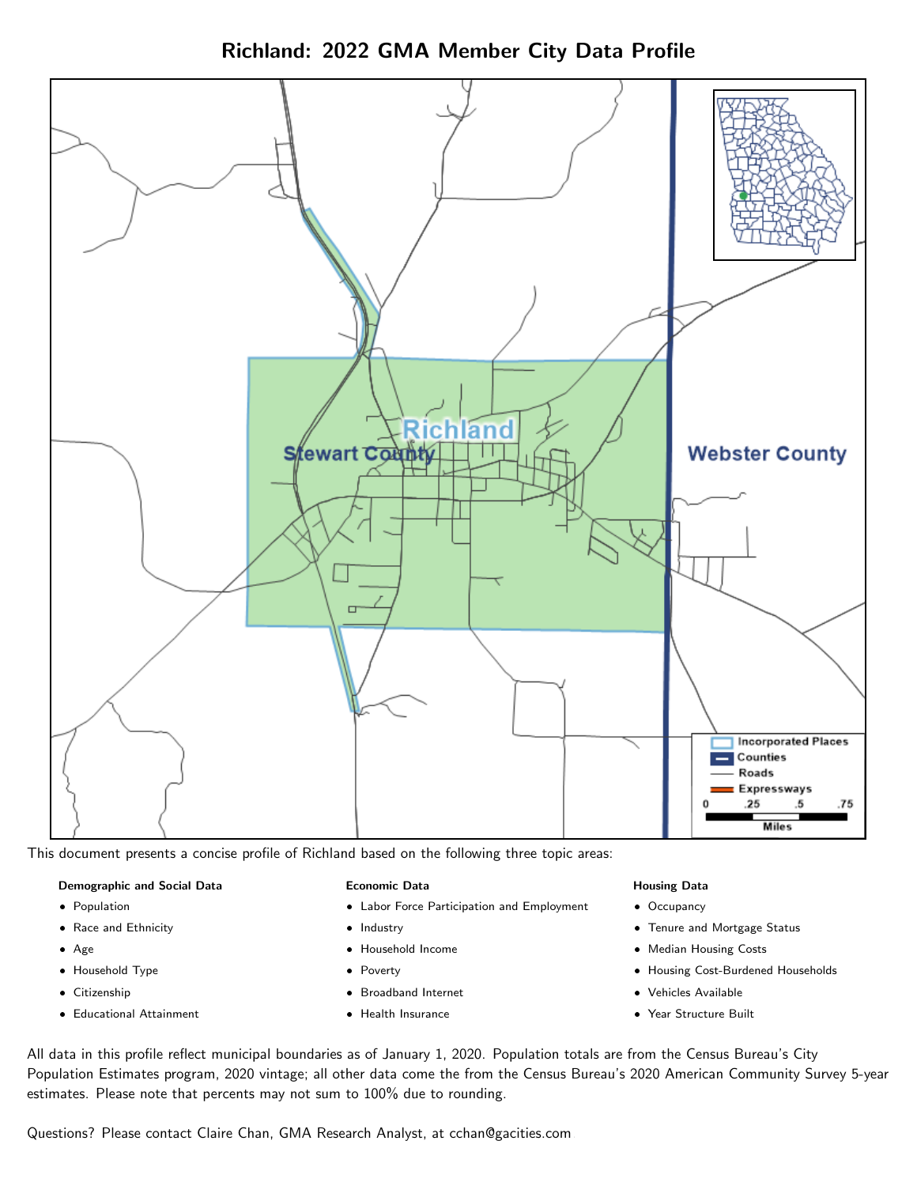# Richland: 2022 GMA Member City Data Profile

This document presents a concise profile of Richland based on the following three topic areas:

**Demographic and Social Data**

- Population
- Race and Ethnicity
- Age
- Household Type
- Citizenship
- Educational Attainment

**Economic Data**

- Labor Force Participation and Employment
- Industry
- Household Income
- Poverty
- Broadband Internet
- Health Insurance

**Housing Data**

- Occupancy
- Tenure and Mortgage Status
- Median Housing Costs
- Housing Cost-Burdened Households
- Vehicles Available
- Year Structure Built

All data in this profile reflect municipal boundaries as of January 1, 2020. Population totals are from the Census Bureau's City Population Estimates program, 2020 vintage; all other data come the from the Census Bureau's 2020 American Community Survey 5-year estimates. Please note that percents may not sum to 100% due to rounding.

Questions? Please contact Claire Chan, GMA Research Analyst, at cchan@gacities.com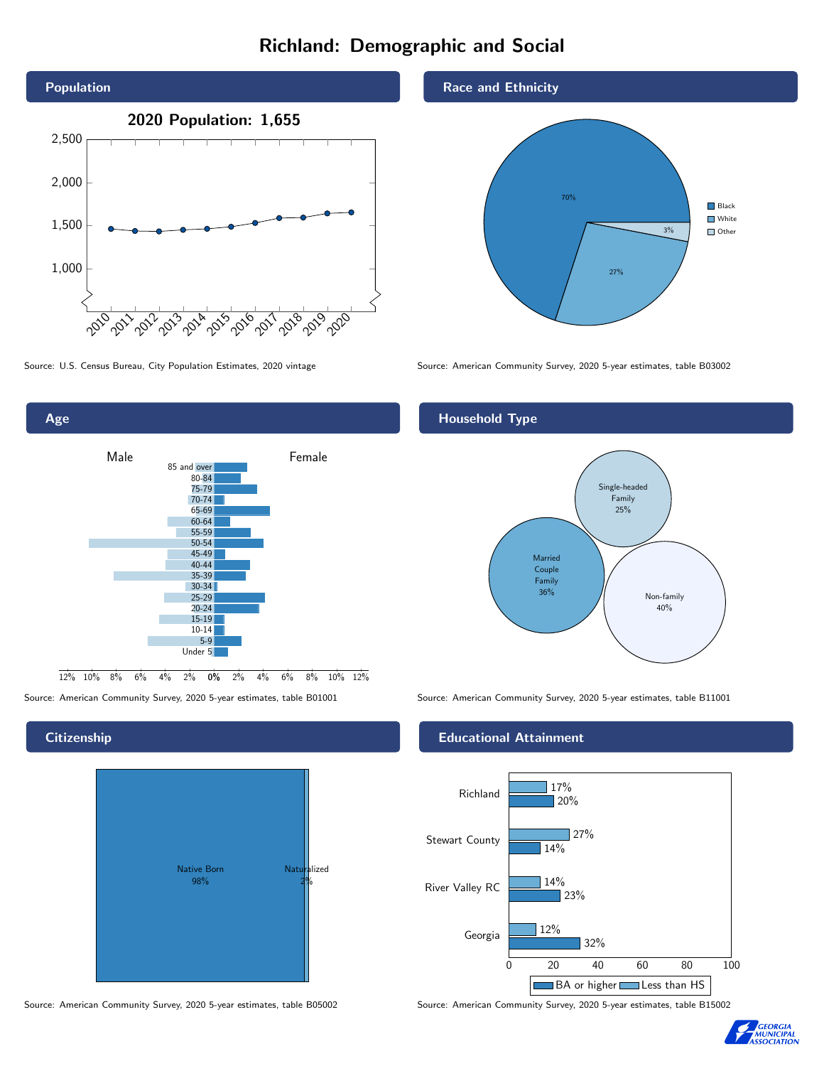# Richland: Demographic and Social

## Population

**2020 Population: 1,655**

Source: U.S. Census Bureau, City Population Estimates, 2020 vintage

## Race and Ethnicity

| Race | Percent |
| --- | --- |
| Black | 70% |
| White | 27% |
| Other | 3% |

Source: American Community Survey, 2020 5-year estimates, table B03002

## Age

Source: American Community Survey, 2020 5-year estimates, table B01001

## Household Type

| Household Type | Percent |
| --- | --- |
| Married Couple Family | 36% |
| Single-headed Family | 25% |
| Non-family | 40% |

Source: American Community Survey, 2020 5-year estimates, table B11001

## Citizenship

| Citizenship | Percent |
| --- | --- |
| Native Born | 98% |
| Naturalized | 2% |

Source: American Community Survey, 2020 5-year estimates, table B05002

## Educational Attainment

| | Less than HS | BA or higher |
| --- | --- | --- |
| Richland | 17% | 20% |
| Stewart County | 27% | 14% |
| River Valley RC | 14% | 23% |
| Georgia | 12% | 32% |

Source: American Community Survey, 2020 5-year estimates, table B15002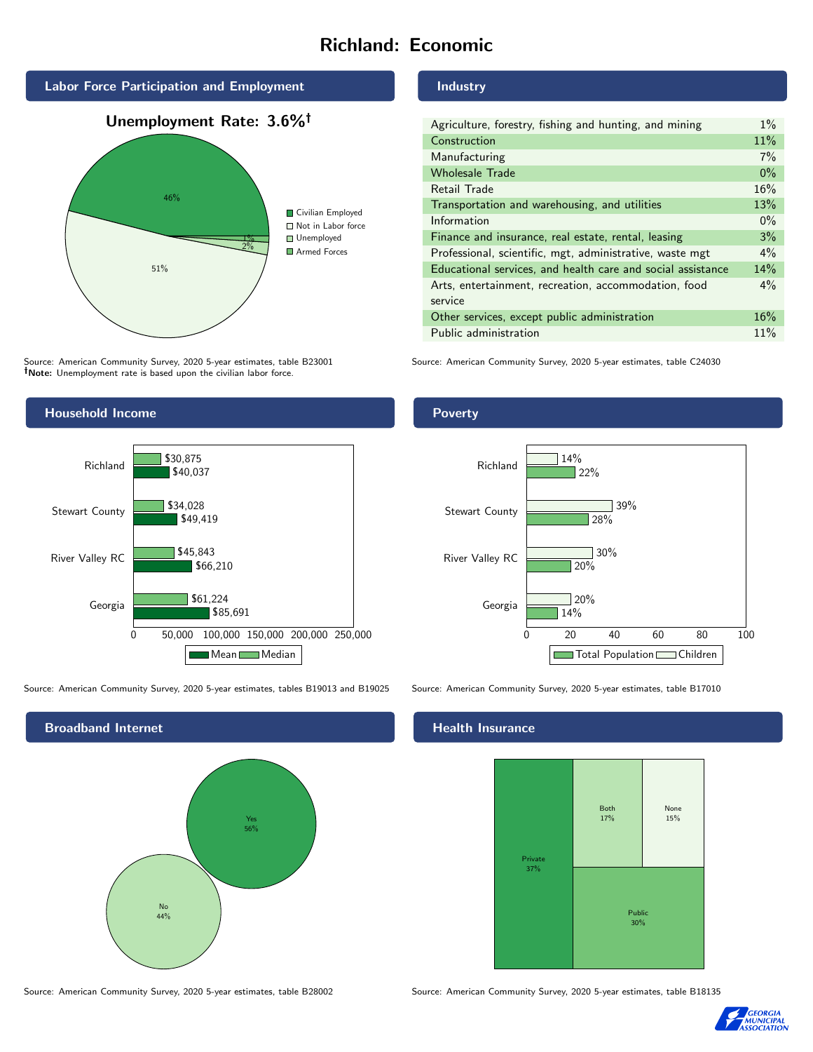# Richland: Economic

## Labor Force Participation and Employment

**Unemployment Rate: 3.6%†**

| Category | Percent |
|---|---|
| Civilian Employed | 46% |
| Not in Labor force | 51% |
| Unemployed | 2% |
| Armed Forces | 1% |

Source: American Community Survey, 2020 5-year estimates, table B23001
**†Note:** Unemployment rate is based upon the civilian labor force.

## Industry

| Industry | Percent |
|---|---|
| Agriculture, forestry, fishing and hunting, and mining | 1% |
| Construction | 11% |
| Manufacturing | 7% |
| Wholesale Trade | 0% |
| Retail Trade | 16% |
| Transportation and warehousing, and utilities | 13% |
| Information | 0% |
| Finance and insurance, real estate, rental, leasing | 3% |
| Professional, scientific, mgt, administrative, waste mgt | 4% |
| Educational services, and health care and social assistance | 14% |
| Arts, entertainment, recreation, accommodation, food service | 4% |
| Other services, except public administration | 16% |
| Public administration | 11% |

Source: American Community Survey, 2020 5-year estimates, table C24030

## Household Income

| | Median | Mean |
|---|---|---|
| Richland | $30,875 | $40,037 |
| Stewart County | $34,028 | $49,419 |
| River Valley RC | $45,843 | $66,210 |
| Georgia | $61,224 | $85,691 |

Source: American Community Survey, 2020 5-year estimates, tables B19013 and B19025

## Poverty

| | Children | Total Population |
|---|---|---|
| Richland | 14% | 22% |
| Stewart County | 39% | 28% |
| River Valley RC | 30% | 20% |
| Georgia | 20% | 14% |

Source: American Community Survey, 2020 5-year estimates, table B17010

## Broadband Internet

| | Percent |
|---|---|
| Yes | 56% |
| No | 44% |

Source: American Community Survey, 2020 5-year estimates, table B28002

## Health Insurance

| | Percent |
|---|---|
| Private | 37% |
| Both | 17% |
| None | 15% |
| Public | 30% |

Source: American Community Survey, 2020 5-year estimates, table B18135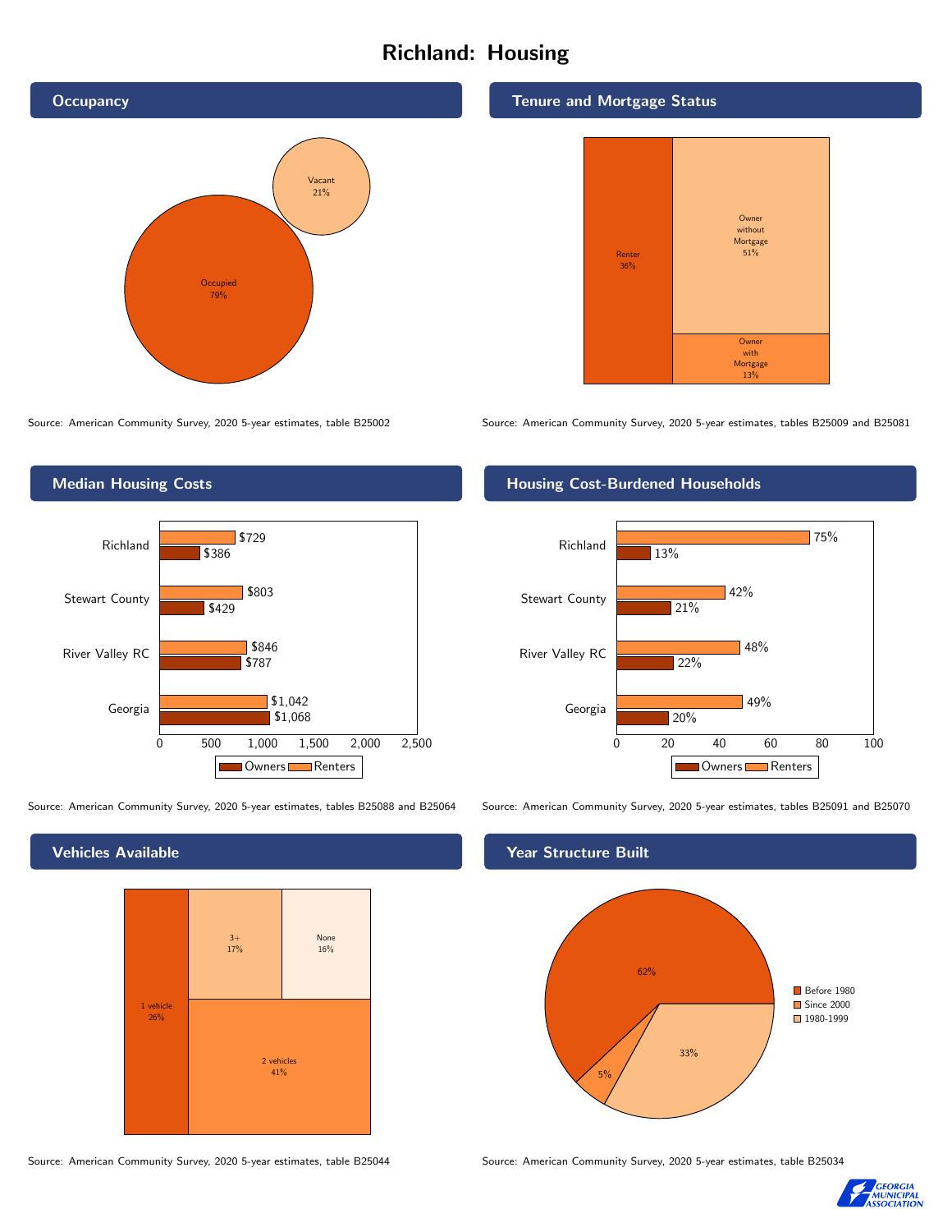# Richland: Housing

## Occupancy

Vacant
21%

Occupied
79%

Source: American Community Survey, 2020 5-year estimates, table B25002

## Tenure and Mortgage Status

Renter
36%

Owner
without
Mortgage
51%

Owner
with
Mortgage
13%

Source: American Community Survey, 2020 5-year estimates, tables B25009 and B25081

## Median Housing Costs

Richland
$729
$386

Stewart County
$803
$429

River Valley RC
$846
$787

Georgia
$1,042
$1,068

0 500 1,000 1,500 2,000 2,500

Owners Renters

Source: American Community Survey, 2020 5-year estimates, tables B25088 and B25064

## Housing Cost-Burdened Households

Richland
75%
13%

Stewart County
42%
21%

River Valley RC
48%
22%

Georgia
49%
20%

0 20 40 60 80 100

Owners Renters

Source: American Community Survey, 2020 5-year estimates, tables B25091 and B25070

## Vehicles Available

1 vehicle
26%

3+
17%

None
16%

2 vehicles
41%

Source: American Community Survey, 2020 5-year estimates, table B25044

## Year Structure Built

62%

5%

33%

Before 1980
Since 2000
1980-1999

Source: American Community Survey, 2020 5-year estimates, table B25034